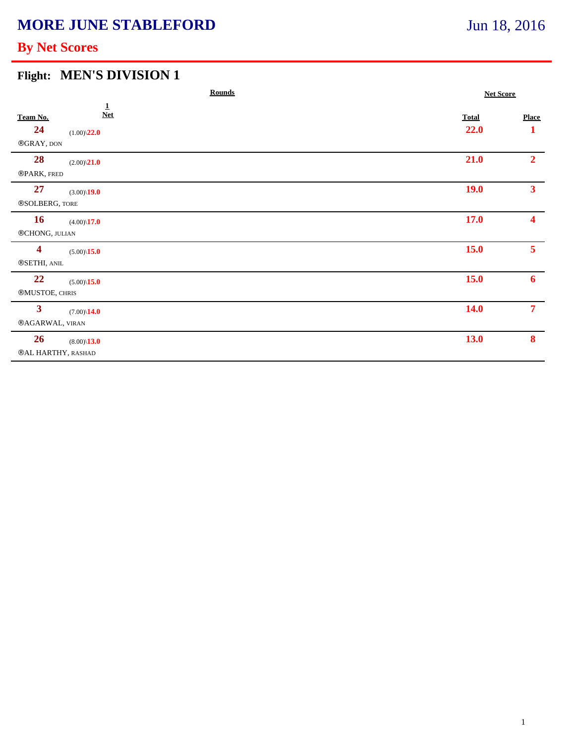# MORE JUNE STABLEFORD

Jun 18, 2016

## By Net Scores

### Flight: MEN'S DIVISION 1

| Team No. | Rounds 1 Net | Net Score Total | Net Score Place |
|---|---|---|---|
| 24<br>®GRAY, DON | (1.00)\22.0 | 22.0 | 1 |
| 28<br>®PARK, FRED | (2.00)\21.0 | 21.0 | 2 |
| 27<br>®SOLBERG, TORE | (3.00)\19.0 | 19.0 | 3 |
| 16<br>®CHONG, JULIAN | (4.00)\17.0 | 17.0 | 4 |
| 4<br>®SETHI, ANIL | (5.00)\15.0 | 15.0 | 5 |
| 22<br>®MUSTOE, CHRIS | (5.00)\15.0 | 15.0 | 6 |
| 3<br>®AGARWAL, VIRAN | (7.00)\14.0 | 14.0 | 7 |
| 26<br>®AL HARTHY, RASHAD | (8.00)\13.0 | 13.0 | 8 |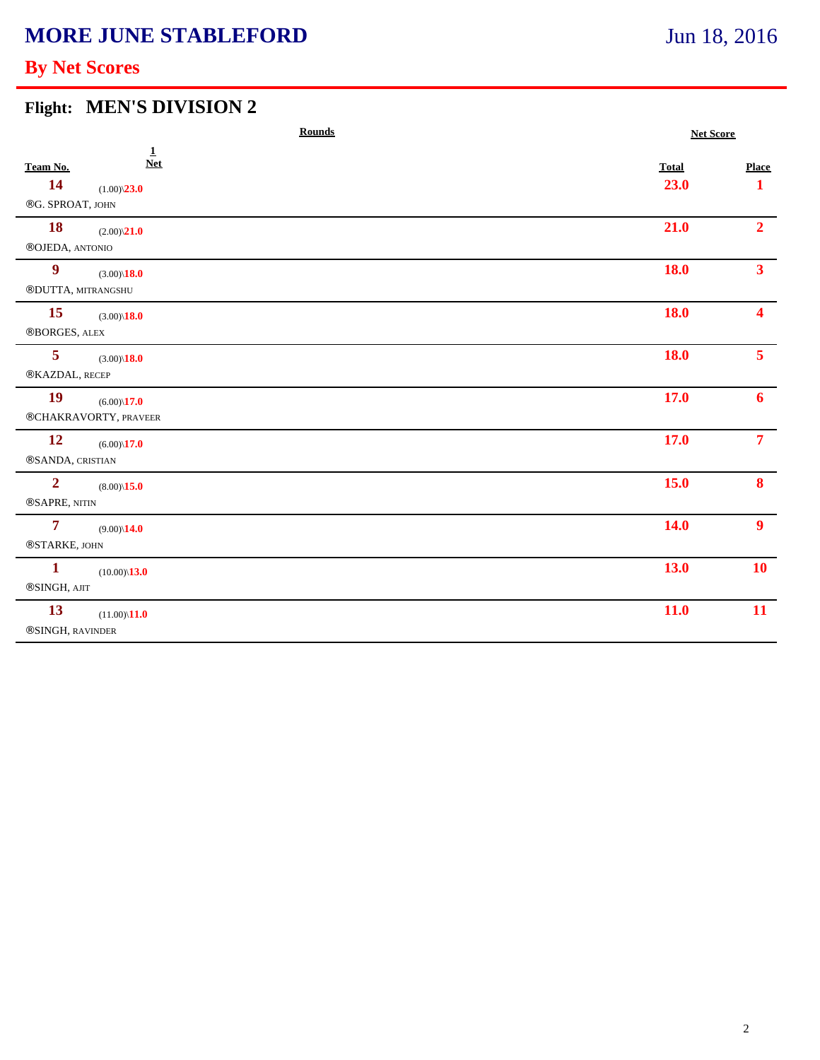# MORE JUNE STABLEFORD

Jun 18, 2016

## By Net Scores

### Flight: MEN'S DIVISION 2

| Team No. | Rounds 1 Net | Net Score Total | Place |
|---|---|---|---|
| 14 ®G. SPROAT, JOHN | (1.00)\23.0 | 23.0 | 1 |
| 18 ®OJEDA, ANTONIO | (2.00)\21.0 | 21.0 | 2 |
| 9 ®DUTTA, MITRANGSHU | (3.00)\18.0 | 18.0 | 3 |
| 15 ®BORGES, ALEX | (3.00)\18.0 | 18.0 | 4 |
| 5 ®KAZDAL, RECEP | (3.00)\18.0 | 18.0 | 5 |
| 19 ®CHAKRAVORTY, PRAVEER | (6.00)\17.0 | 17.0 | 6 |
| 12 ®SANDA, CRISTIAN | (6.00)\17.0 | 17.0 | 7 |
| 2 ®SAPRE, NITIN | (8.00)\15.0 | 15.0 | 8 |
| 7 ®STARKE, JOHN | (9.00)\14.0 | 14.0 | 9 |
| 1 ®SINGH, AJIT | (10.00)\13.0 | 13.0 | 10 |
| 13 ®SINGH, RAVINDER | (11.00)\11.0 | 11.0 | 11 |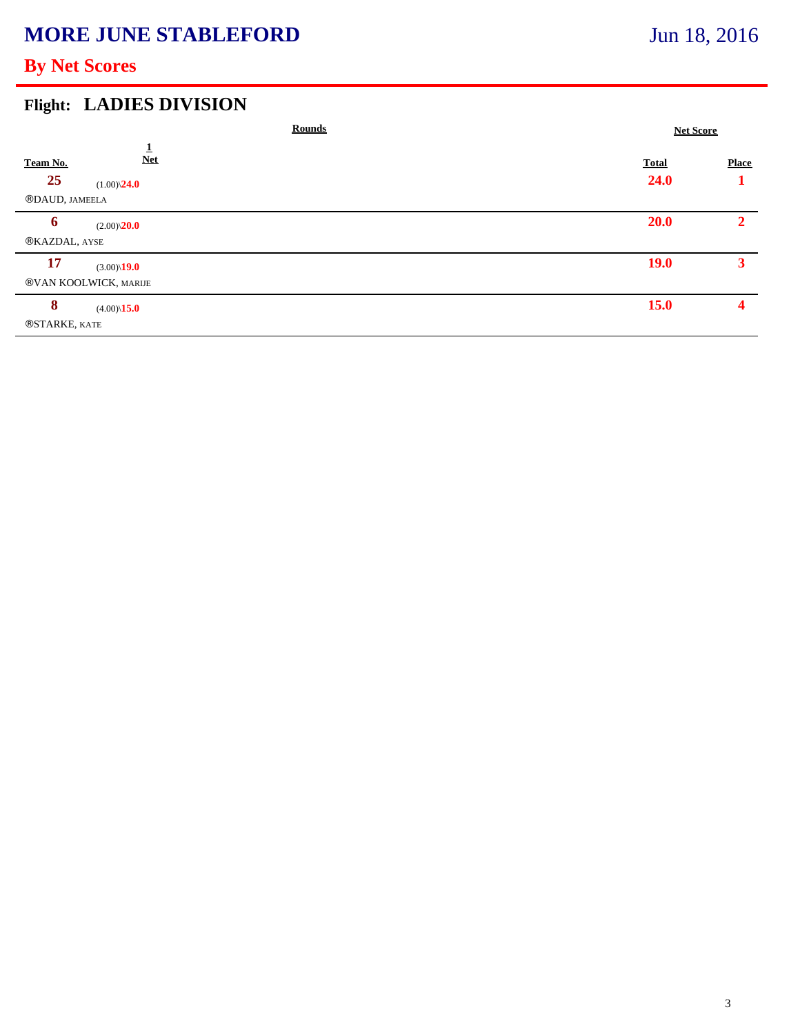# MORE JUNE STABLEFORD

Jun 18, 2016

## By Net Scores

### Flight: LADIES DIVISION

| Team No. | Rounds 1 Net | Net Score Total | Place |
|---|---|---|---|
| 25 ®DAUD, JAMEELA | (1.00)\24.0 | 24.0 | 1 |
| 6 ®KAZDAL, AYSE | (2.00)\20.0 | 20.0 | 2 |
| 17 ®VAN KOOLWICK, MARIJE | (3.00)\19.0 | 19.0 | 3 |
| 8 ®STARKE, KATE | (4.00)\15.0 | 15.0 | 4 |